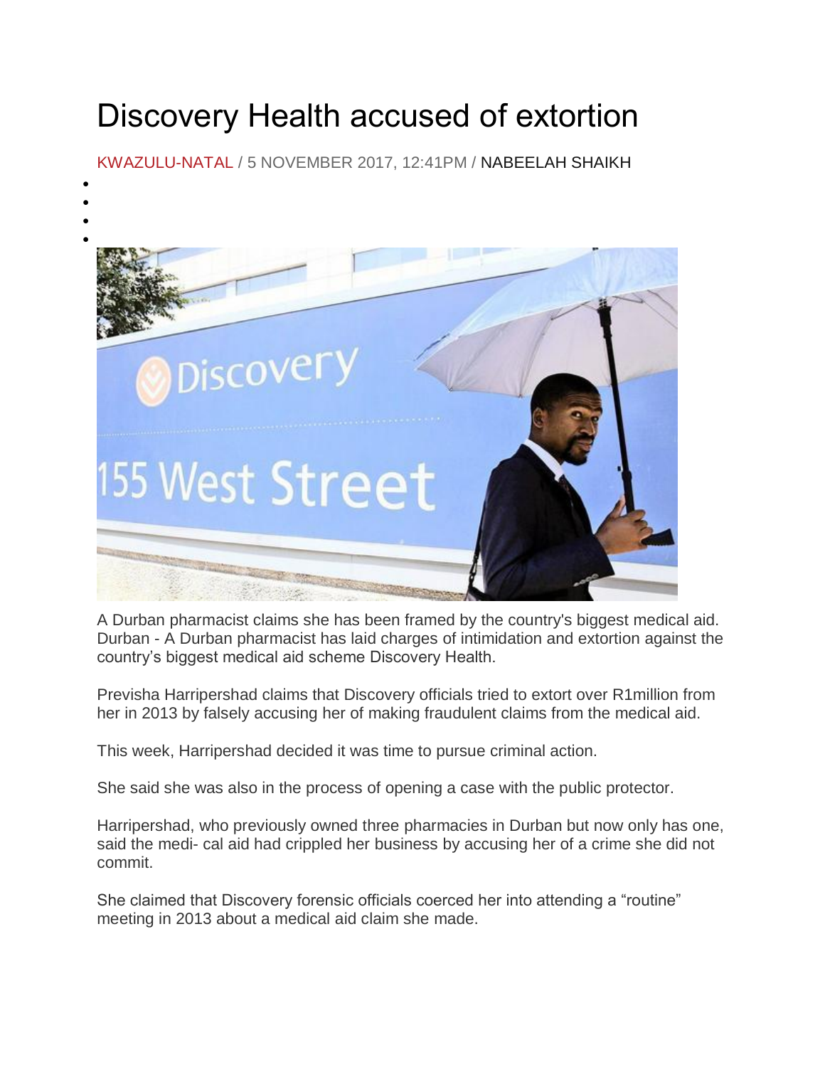# Discovery Health accused of extortion

KWAZULU-NATAL / 5 NOVEMBER 2017, 12:41PM / NABEELAH SHAIKH

A Durban pharmacist claims she has been framed by the country's biggest medical aid.

Durban - A Durban pharmacist has laid charges of intimidation and extortion against the country's biggest medical aid scheme Discovery Health.

Previsha Harripershad claims that Discovery officials tried to extort over R1million from her in 2013 by falsely accusing her of making fraudulent claims from the medical aid.

This week, Harripershad decided it was time to pursue criminal action.

She said she was also in the process of opening a case with the public protector.

Harripershad, who previously owned three pharmacies in Durban but now only has one, said the medi- cal aid had crippled her business by accusing her of a crime she did not commit.

She claimed that Discovery forensic officials coerced her into attending a "routine" meeting in 2013 about a medical aid claim she made.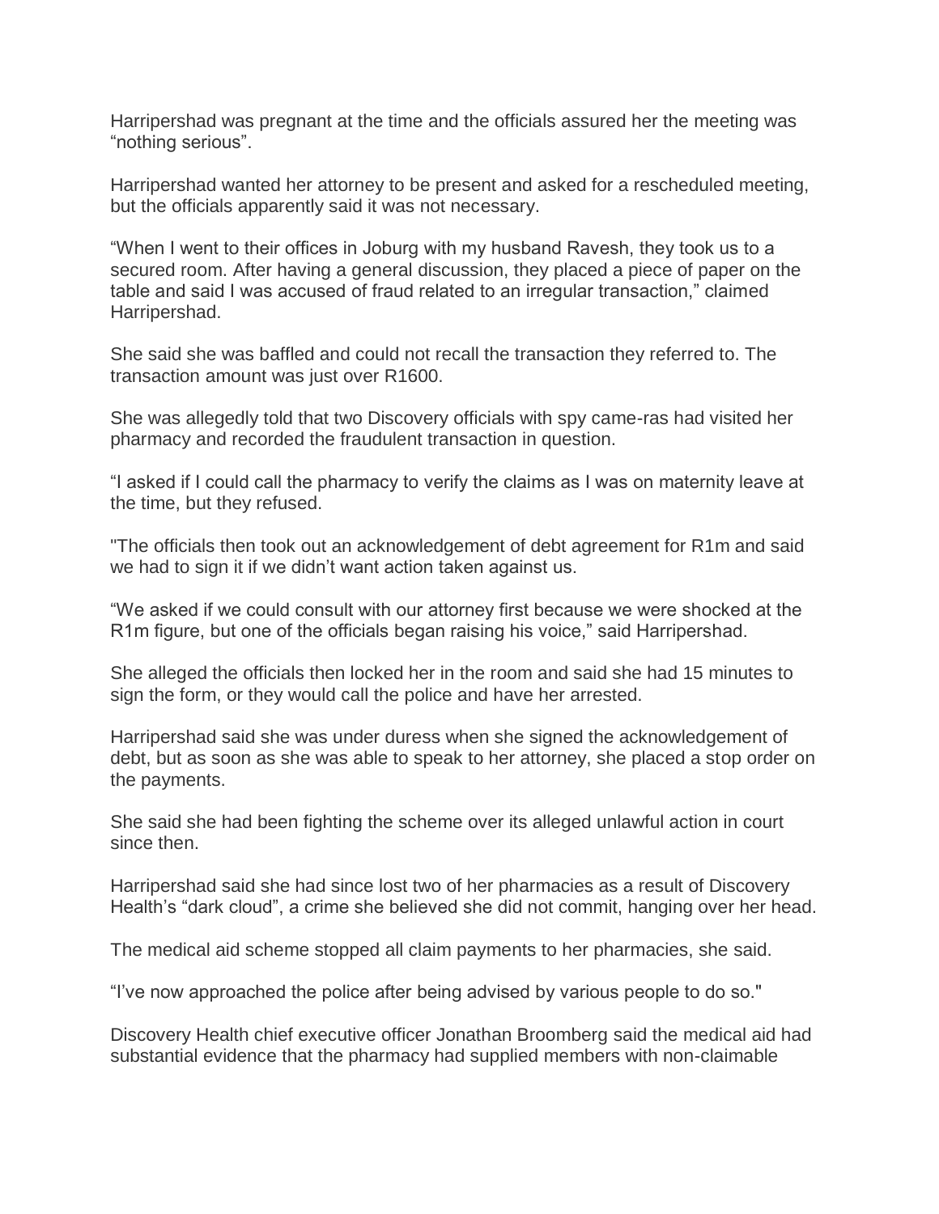Harripershad was pregnant at the time and the officials assured her the meeting was "nothing serious".

Harripershad wanted her attorney to be present and asked for a rescheduled meeting, but the officials apparently said it was not necessary.

"When I went to their offices in Joburg with my husband Ravesh, they took us to a secured room. After having a general discussion, they placed a piece of paper on the table and said I was accused of fraud related to an irregular transaction," claimed Harripershad.

She said she was baffled and could not recall the transaction they referred to. The transaction amount was just over R1600.

She was allegedly told that two Discovery officials with spy came-ras had visited her pharmacy and recorded the fraudulent transaction in question.

"I asked if I could call the pharmacy to verify the claims as I was on maternity leave at the time, but they refused.

"The officials then took out an acknowledgement of debt agreement for R1m and said we had to sign it if we didn't want action taken against us.

"We asked if we could consult with our attorney first because we were shocked at the R1m figure, but one of the officials began raising his voice," said Harripershad.

She alleged the officials then locked her in the room and said she had 15 minutes to sign the form, or they would call the police and have her arrested.

Harripershad said she was under duress when she signed the acknowledgement of debt, but as soon as she was able to speak to her attorney, she placed a stop order on the payments.

She said she had been fighting the scheme over its alleged unlawful action in court since then.

Harripershad said she had since lost two of her pharmacies as a result of Discovery Health's "dark cloud", a crime she believed she did not commit, hanging over her head.

The medical aid scheme stopped all claim payments to her pharmacies, she said.

"I've now approached the police after being advised by various people to do so."

Discovery Health chief executive officer Jonathan Broomberg said the medical aid had substantial evidence that the pharmacy had supplied members with non-claimable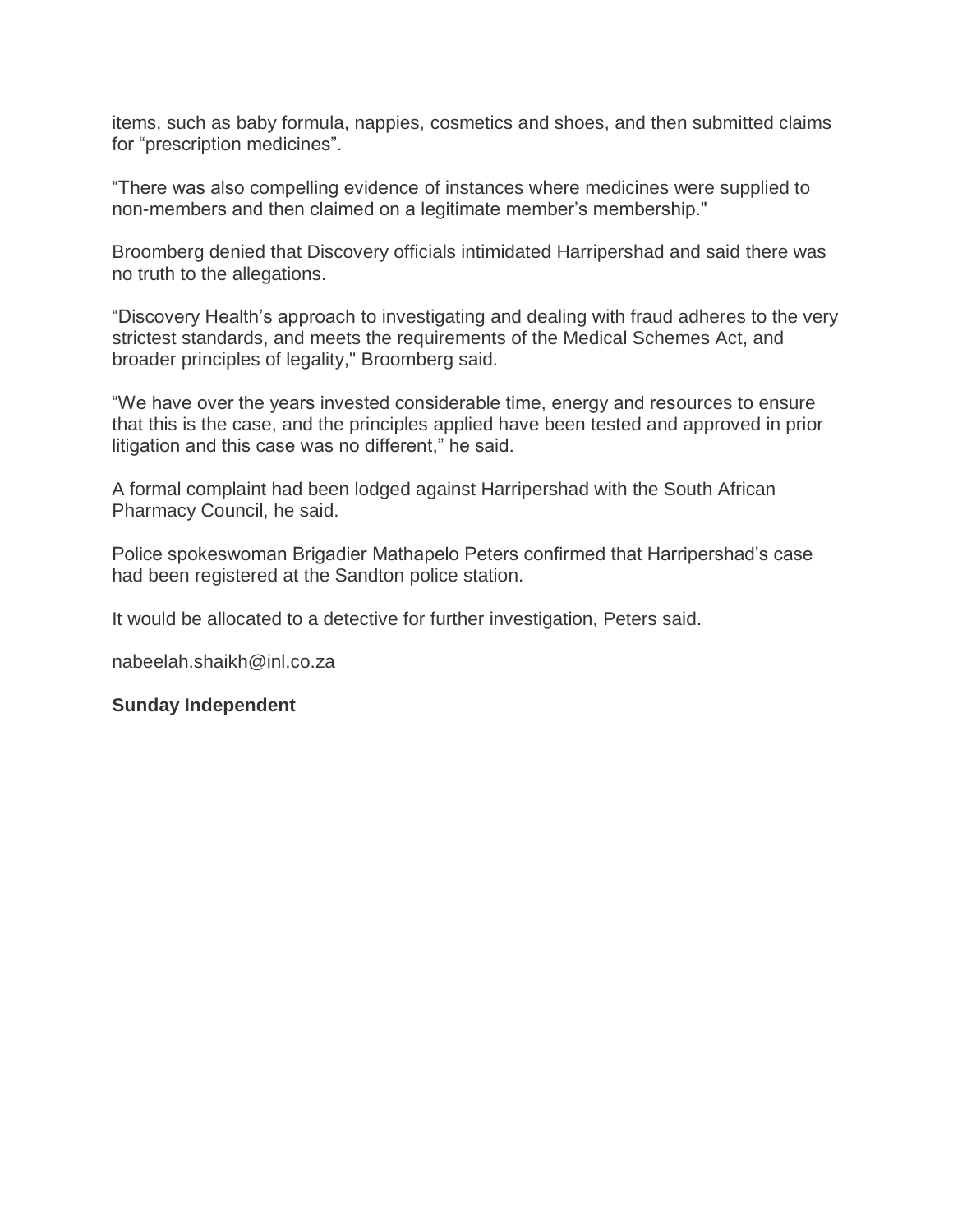items, such as baby formula, nappies, cosmetics and shoes, and then submitted claims for "prescription medicines".

"There was also compelling evidence of instances where medicines were supplied to non-members and then claimed on a legitimate member's membership."

Broomberg denied that Discovery officials intimidated Harripershad and said there was no truth to the allegations.

"Discovery Health's approach to investigating and dealing with fraud adheres to the very strictest standards, and meets the requirements of the Medical Schemes Act, and broader principles of legality," Broomberg said.

"We have over the years invested considerable time, energy and resources to ensure that this is the case, and the principles applied have been tested and approved in prior litigation and this case was no different," he said.

A formal complaint had been lodged against Harripershad with the South African Pharmacy Council, he said.

Police spokeswoman Brigadier Mathapelo Peters confirmed that Harripershad's case had been registered at the Sandton police station.

It would be allocated to a detective for further investigation, Peters said.

nabeelah.shaikh@inl.co.za

**Sunday Independent**